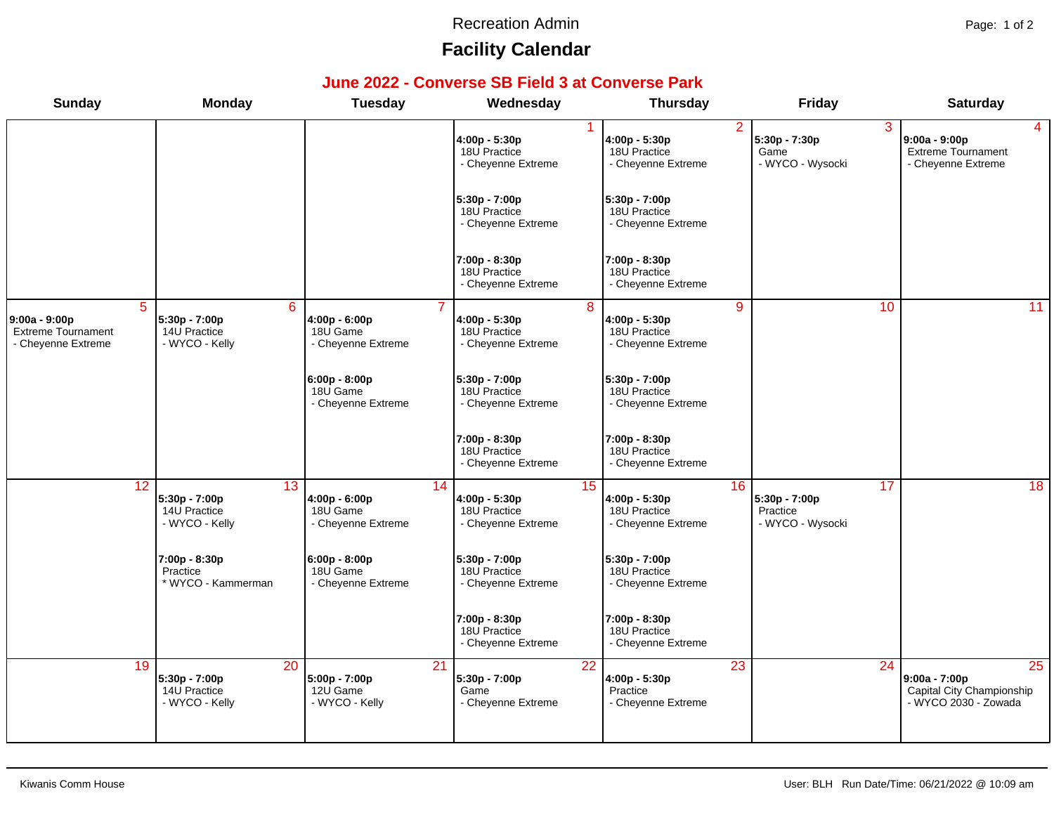Recreation Admin

# Facility Calendar

## June 2022 - Converse SB Field 3 at Converse Park

| Sunday | Monday | Tuesday | Wednesday | Thursday | Friday | Saturday |
|---|---|---|---|---|---|---|
| | | | 1<br>**4:00p - 5:30p**<br>18U Practice<br>- Cheyenne Extreme<br>**5:30p - 7:00p**<br>18U Practice<br>- Cheyenne Extreme<br>**7:00p - 8:30p**<br>18U Practice<br>- Cheyenne Extreme | 2<br>**4:00p - 5:30p**<br>18U Practice<br>- Cheyenne Extreme<br>**5:30p - 7:00p**<br>18U Practice<br>- Cheyenne Extreme<br>**7:00p - 8:30p**<br>18U Practice<br>- Cheyenne Extreme | 3<br>**5:30p - 7:30p**<br>Game<br>- WYCO - Wysocki | 4<br>**9:00a - 9:00p**<br>Extreme Tournament<br>- Cheyenne Extreme |
| 5<br>**9:00a - 9:00p**<br>Extreme Tournament<br>- Cheyenne Extreme | 6<br>**5:30p - 7:00p**<br>14U Practice<br>- WYCO - Kelly | 7<br>**4:00p - 6:00p**<br>18U Game<br>- Cheyenne Extreme<br>**6:00p - 8:00p**<br>18U Game<br>- Cheyenne Extreme | 8<br>**4:00p - 5:30p**<br>18U Practice<br>- Cheyenne Extreme<br>**5:30p - 7:00p**<br>18U Practice<br>- Cheyenne Extreme<br>**7:00p - 8:30p**<br>18U Practice<br>- Cheyenne Extreme | 9<br>**4:00p - 5:30p**<br>18U Practice<br>- Cheyenne Extreme<br>**5:30p - 7:00p**<br>18U Practice<br>- Cheyenne Extreme<br>**7:00p - 8:30p**<br>18U Practice<br>- Cheyenne Extreme | 10 | 11 |
| 12 | 13<br>**5:30p - 7:00p**<br>14U Practice<br>- WYCO - Kelly<br>**7:00p - 8:30p**<br>Practice<br>* WYCO - Kammerman | 14<br>**4:00p - 6:00p**<br>18U Game<br>- Cheyenne Extreme<br>**6:00p - 8:00p**<br>18U Game<br>- Cheyenne Extreme | 15<br>**4:00p - 5:30p**<br>18U Practice<br>- Cheyenne Extreme<br>**5:30p - 7:00p**<br>18U Practice<br>- Cheyenne Extreme<br>**7:00p - 8:30p**<br>18U Practice<br>- Cheyenne Extreme | 16<br>**4:00p - 5:30p**<br>18U Practice<br>- Cheyenne Extreme<br>**5:30p - 7:00p**<br>18U Practice<br>- Cheyenne Extreme<br>**7:00p - 8:30p**<br>18U Practice<br>- Cheyenne Extreme | 17<br>**5:30p - 7:00p**<br>Practice<br>- WYCO - Wysocki | 18 |
| 19 | 20<br>**5:30p - 7:00p**<br>14U Practice<br>- WYCO - Kelly | 21<br>**5:00p - 7:00p**<br>12U Game<br>- WYCO - Kelly | 22<br>**5:30p - 7:00p**<br>Game<br>- Cheyenne Extreme | 23<br>**4:00p - 5:30p**<br>Practice<br>- Cheyenne Extreme | 24 | 25<br>**9:00a - 7:00p**<br>Capital City Championship<br>- WYCO 2030 - Zowada |

Kiwanis Comm House

User: BLH Run Date/Time: 06/21/2022 @ 10:09 am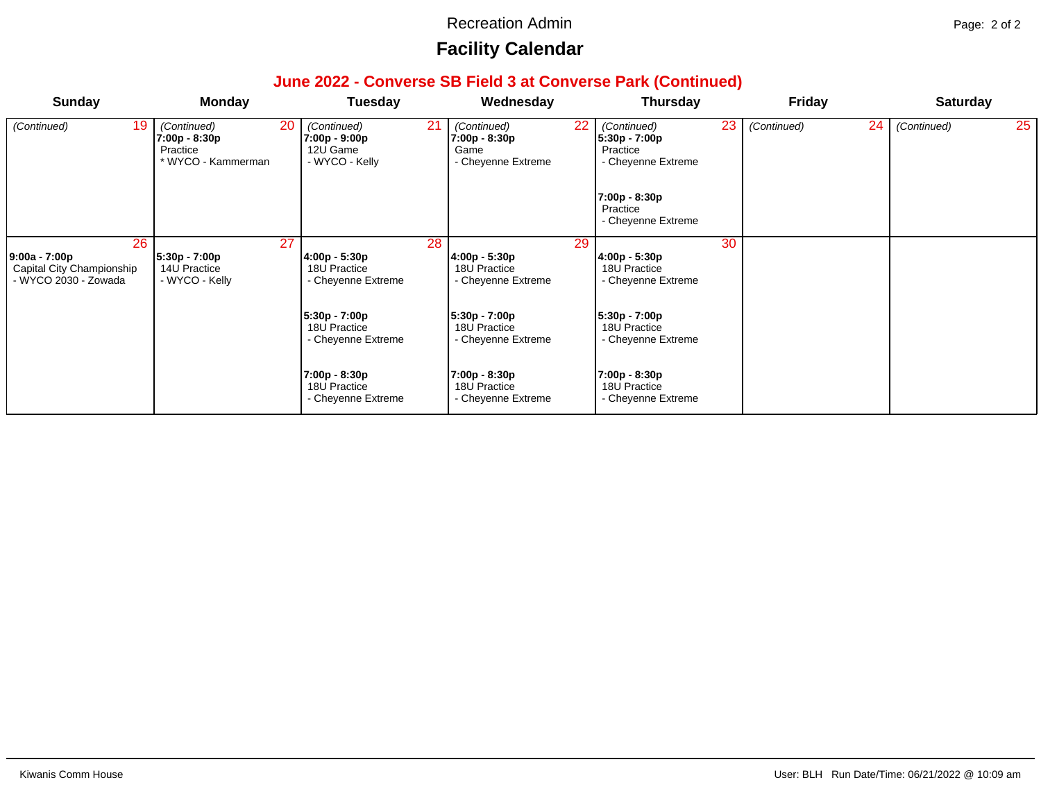Recreation Admin

# Facility Calendar

## June 2022 - Converse SB Field 3 at Converse Park (Continued)

| Sunday | Monday | Tuesday | Wednesday | Thursday | Friday | Saturday |
|---|---|---|---|---|---|---|
| 19 *(Continued)* | 20 *(Continued)* **7:00p - 8:30p** Practice * WYCO - Kammerman | 21 *(Continued)* **7:00p - 9:00p** 12U Game - WYCO - Kelly | 22 *(Continued)* **7:00p - 8:30p** Game - Cheyenne Extreme | 23 *(Continued)* **5:30p - 7:00p** Practice - Cheyenne Extreme **7:00p - 8:30p** Practice - Cheyenne Extreme | 24 *(Continued)* | 25 *(Continued)* |
| 26 **9:00a - 7:00p** Capital City Championship - WYCO 2030 - Zowada | 27 **5:30p - 7:00p** 14U Practice - WYCO - Kelly | 28 **4:00p - 5:30p** 18U Practice - Cheyenne Extreme **5:30p - 7:00p** 18U Practice - Cheyenne Extreme **7:00p - 8:30p** 18U Practice - Cheyenne Extreme | 29 **4:00p - 5:30p** 18U Practice - Cheyenne Extreme **5:30p - 7:00p** 18U Practice - Cheyenne Extreme **7:00p - 8:30p** 18U Practice - Cheyenne Extreme | 30 **4:00p - 5:30p** 18U Practice - Cheyenne Extreme **5:30p - 7:00p** 18U Practice - Cheyenne Extreme **7:00p - 8:30p** 18U Practice - Cheyenne Extreme | | |

Kiwanis Comm House

User: BLH Run Date/Time: 06/21/2022 @ 10:09 am